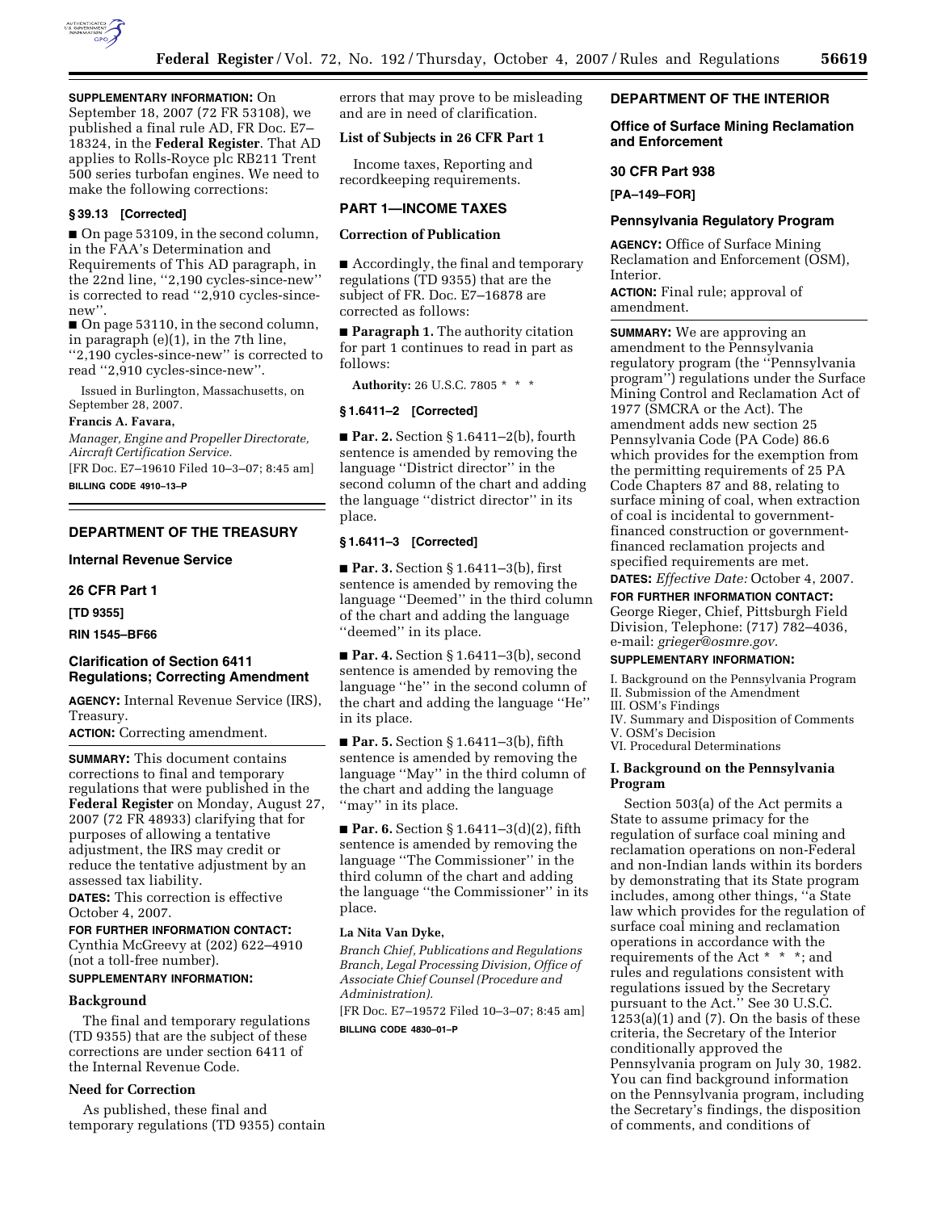**SUPPLEMENTARY INFORMATION:** On September 18, 2007 (72 FR 53108), we published a final rule AD, FR Doc. E7–18324, in the **Federal Register**. That AD applies to Rolls-Royce plc RB211 Trent 500 series turbofan engines. We need to make the following corrections:

### § 39.13 [Corrected]

■ On page 53109, in the second column, in the FAA's Determination and Requirements of This AD paragraph, in the 22nd line, ''2,190 cycles-since-new'' is corrected to read ''2,910 cycles-since-new''.

■ On page 53110, in the second column, in paragraph (e)(1), in the 7th line, ''2,190 cycles-since-new'' is corrected to read ''2,910 cycles-since-new''.

Issued in Burlington, Massachusetts, on September 28, 2007.

**Francis A. Favara,**

*Manager, Engine and Propeller Directorate, Aircraft Certification Service.*

[FR Doc. E7–19610 Filed 10–3–07; 8:45 am]

**BILLING CODE 4910–13–P**

## DEPARTMENT OF THE TREASURY

### Internal Revenue Service

### 26 CFR Part 1

**[TD 9355]**

**RIN 1545–BF66**

### Clarification of Section 6411 Regulations; Correcting Amendment

**AGENCY:** Internal Revenue Service (IRS), Treasury.

**ACTION:** Correcting amendment.

**SUMMARY:** This document contains corrections to final and temporary regulations that were published in the **Federal Register** on Monday, August 27, 2007 (72 FR 48933) clarifying that for purposes of allowing a tentative adjustment, the IRS may credit or reduce the tentative adjustment by an assessed tax liability.

**DATES:** This correction is effective October 4, 2007.

**FOR FURTHER INFORMATION CONTACT:** Cynthia McGreevy at (202) 622–4910 (not a toll-free number).

**SUPPLEMENTARY INFORMATION:**

#### Background

The final and temporary regulations (TD 9355) that are the subject of these corrections are under section 6411 of the Internal Revenue Code.

#### Need for Correction

As published, these final and temporary regulations (TD 9355) contain errors that may prove to be misleading and are in need of clarification.

#### List of Subjects in 26 CFR Part 1

Income taxes, Reporting and recordkeeping requirements.

### PART 1—INCOME TAXES

#### Correction of Publication

■ Accordingly, the final and temporary regulations (TD 9355) that are the subject of FR. Doc. E7–16878 are corrected as follows:

■ **Paragraph 1.** The authority citation for part 1 continues to read in part as follows:

**Authority:** 26 U.S.C. 7805 * * *

### § 1.6411–2 [Corrected]

■ **Par. 2.** Section § 1.6411–2(b), fourth sentence is amended by removing the language ''District director'' in the second column of the chart and adding the language ''district director'' in its place.

### § 1.6411–3 [Corrected]

■ **Par. 3.** Section § 1.6411–3(b), first sentence is amended by removing the language ''Deemed'' in the third column of the chart and adding the language ''deemed'' in its place.

■ **Par. 4.** Section § 1.6411–3(b), second sentence is amended by removing the language ''he'' in the second column of the chart and adding the language ''He'' in its place.

■ **Par. 5.** Section § 1.6411–3(b), fifth sentence is amended by removing the language ''May'' in the third column of the chart and adding the language ''may'' in its place.

■ **Par. 6.** Section § 1.6411–3(d)(2), fifth sentence is amended by removing the language ''The Commissioner'' in the third column of the chart and adding the language ''the Commissioner'' in its place.

**La Nita Van Dyke,**

*Branch Chief, Publications and Regulations Branch, Legal Processing Division, Office of Associate Chief Counsel (Procedure and Administration).*

[FR Doc. E7–19572 Filed 10–3–07; 8:45 am]

**BILLING CODE 4830–01–P**

## DEPARTMENT OF THE INTERIOR

### Office of Surface Mining Reclamation and Enforcement

### 30 CFR Part 938

**[PA–149–FOR]**

### Pennsylvania Regulatory Program

**AGENCY:** Office of Surface Mining Reclamation and Enforcement (OSM), Interior.

**ACTION:** Final rule; approval of amendment.

**SUMMARY:** We are approving an amendment to the Pennsylvania regulatory program (the ''Pennsylvania program'') regulations under the Surface Mining Control and Reclamation Act of 1977 (SMCRA or the Act). The amendment adds new section 25 Pennsylvania Code (PA Code) 86.6 which provides for the exemption from the permitting requirements of 25 PA Code Chapters 87 and 88, relating to surface mining of coal, when extraction of coal is incidental to government-financed construction or government-financed reclamation projects and specified requirements are met.

**DATES:** *Effective Date:* October 4, 2007.

**FOR FURTHER INFORMATION CONTACT:** George Rieger, Chief, Pittsburgh Field Division, Telephone: (717) 782–4036, e-mail: *grieger@osmre.gov.*

**SUPPLEMENTARY INFORMATION:**

I. Background on the Pennsylvania Program
II. Submission of the Amendment
III. OSM's Findings
IV. Summary and Disposition of Comments
V. OSM's Decision
VI. Procedural Determinations

#### I. Background on the Pennsylvania Program

Section 503(a) of the Act permits a State to assume primacy for the regulation of surface coal mining and reclamation operations on non-Federal and non-Indian lands within its borders by demonstrating that its State program includes, among other things, ''a State law which provides for the regulation of surface coal mining and reclamation operations in accordance with the requirements of the Act * * *; and rules and regulations consistent with regulations issued by the Secretary pursuant to the Act.'' See 30 U.S.C. 1253(a)(1) and (7). On the basis of these criteria, the Secretary of the Interior conditionally approved the Pennsylvania program on July 30, 1982. You can find background information on the Pennsylvania program, including the Secretary's findings, the disposition of comments, and conditions of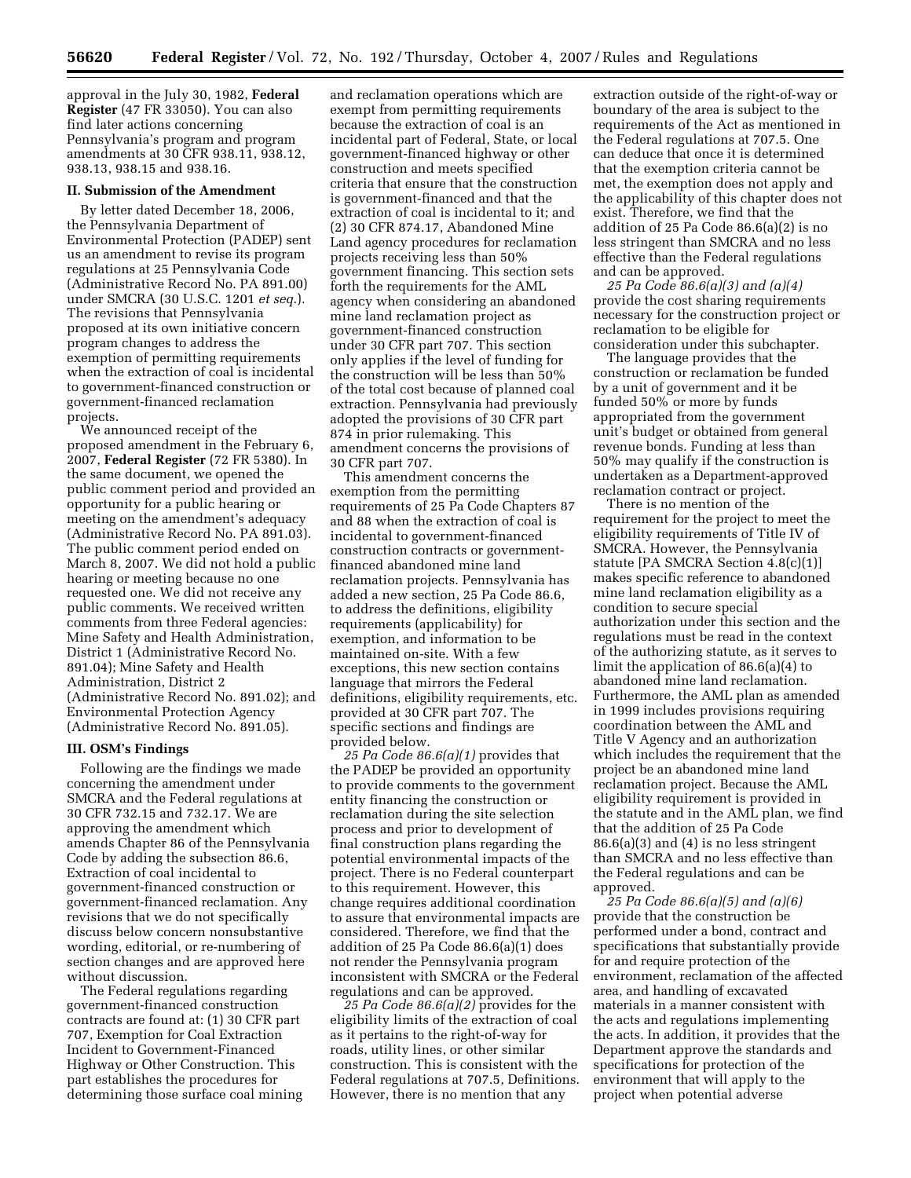approval in the July 30, 1982, **Federal Register** (47 FR 33050). You can also find later actions concerning Pennsylvania's program and program amendments at 30 CFR 938.11, 938.12, 938.13, 938.15 and 938.16.

## II. Submission of the Amendment

By letter dated December 18, 2006, the Pennsylvania Department of Environmental Protection (PADEP) sent us an amendment to revise its program regulations at 25 Pennsylvania Code (Administrative Record No. PA 891.00) under SMCRA (30 U.S.C. 1201 *et seq.*). The revisions that Pennsylvania proposed at its own initiative concern program changes to address the exemption of permitting requirements when the extraction of coal is incidental to government-financed construction or government-financed reclamation projects.

We announced receipt of the proposed amendment in the February 6, 2007, **Federal Register** (72 FR 5380). In the same document, we opened the public comment period and provided an opportunity for a public hearing or meeting on the amendment's adequacy (Administrative Record No. PA 891.03). The public comment period ended on March 8, 2007. We did not hold a public hearing or meeting because no one requested one. We did not receive any public comments. We received written comments from three Federal agencies: Mine Safety and Health Administration, District 1 (Administrative Record No. 891.04); Mine Safety and Health Administration, District 2 (Administrative Record No. 891.02); and Environmental Protection Agency (Administrative Record No. 891.05).

## III. OSM's Findings

Following are the findings we made concerning the amendment under SMCRA and the Federal regulations at 30 CFR 732.15 and 732.17. We are approving the amendment which amends Chapter 86 of the Pennsylvania Code by adding the subsection 86.6, Extraction of coal incidental to government-financed construction or government-financed reclamation. Any revisions that we do not specifically discuss below concern nonsubstantive wording, editorial, or re-numbering of section changes and are approved here without discussion.

The Federal regulations regarding government-financed construction contracts are found at: (1) 30 CFR part 707, Exemption for Coal Extraction Incident to Government-Financed Highway or Other Construction. This part establishes the procedures for determining those surface coal mining and reclamation operations which are exempt from permitting requirements because the extraction of coal is an incidental part of Federal, State, or local government-financed highway or other construction and meets specified criteria that ensure that the construction is government-financed and that the extraction of coal is incidental to it; and (2) 30 CFR 874.17, Abandoned Mine Land agency procedures for reclamation projects receiving less than 50% government financing. This section sets forth the requirements for the AML agency when considering an abandoned mine land reclamation project as government-financed construction under 30 CFR part 707. This section only applies if the level of funding for the construction will be less than 50% of the total cost because of planned coal extraction. Pennsylvania had previously adopted the provisions of 30 CFR part 874 in prior rulemaking. This amendment concerns the provisions of 30 CFR part 707.

This amendment concerns the exemption from the permitting requirements of 25 Pa Code Chapters 87 and 88 when the extraction of coal is incidental to government-financed construction contracts or government-financed abandoned mine land reclamation projects. Pennsylvania has added a new section, 25 Pa Code 86.6, to address the definitions, eligibility requirements (applicability) for exemption, and information to be maintained on-site. With a few exceptions, this new section contains language that mirrors the Federal definitions, eligibility requirements, etc. provided at 30 CFR part 707. The specific sections and findings are provided below.

*25 Pa Code 86.6(a)(1)* provides that the PADEP be provided an opportunity to provide comments to the government entity financing the construction or reclamation during the site selection process and prior to development of final construction plans regarding the potential environmental impacts of the project. There is no Federal counterpart to this requirement. However, this change requires additional coordination to assure that environmental impacts are considered. Therefore, we find that the addition of 25 Pa Code 86.6(a)(1) does not render the Pennsylvania program inconsistent with SMCRA or the Federal regulations and can be approved.

*25 Pa Code 86.6(a)(2)* provides for the eligibility limits of the extraction of coal as it pertains to the right-of-way for roads, utility lines, or other similar construction. This is consistent with the Federal regulations at 707.5, Definitions. However, there is no mention that any extraction outside of the right-of-way or boundary of the area is subject to the requirements of the Act as mentioned in the Federal regulations at 707.5. One can deduce that once it is determined that the exemption criteria cannot be met, the exemption does not apply and the applicability of this chapter does not exist. Therefore, we find that the addition of 25 Pa Code 86.6(a)(2) is no less stringent than SMCRA and no less effective than the Federal regulations and can be approved.

*25 Pa Code 86.6(a)(3) and (a)(4)* provide the cost sharing requirements necessary for the construction project or reclamation to be eligible for consideration under this subchapter.

The language provides that the construction or reclamation be funded by a unit of government and it be funded 50% or more by funds appropriated from the government unit's budget or obtained from general revenue bonds. Funding at less than 50% may qualify if the construction is undertaken as a Department-approved reclamation contract or project.

There is no mention of the requirement for the project to meet the eligibility requirements of Title IV of SMCRA. However, the Pennsylvania statute [PA SMCRA Section 4.8(c)(1)] makes specific reference to abandoned mine land reclamation eligibility as a condition to secure special authorization under this section and the regulations must be read in the context of the authorizing statute, as it serves to limit the application of 86.6(a)(4) to abandoned mine land reclamation. Furthermore, the AML plan as amended in 1999 includes provisions requiring coordination between the AML and Title V Agency and an authorization which includes the requirement that the project be an abandoned mine land reclamation project. Because the AML eligibility requirement is provided in the statute and in the AML plan, we find that the addition of 25 Pa Code 86.6(a)(3) and (4) is no less stringent than SMCRA and no less effective than the Federal regulations and can be approved.

*25 Pa Code 86.6(a)(5) and (a)(6)* provide that the construction be performed under a bond, contract and specifications that substantially provide for and require protection of the environment, reclamation of the affected area, and handling of excavated materials in a manner consistent with the acts and regulations implementing the acts. In addition, it provides that the Department approve the standards and specifications for protection of the environment that will apply to the project when potential adverse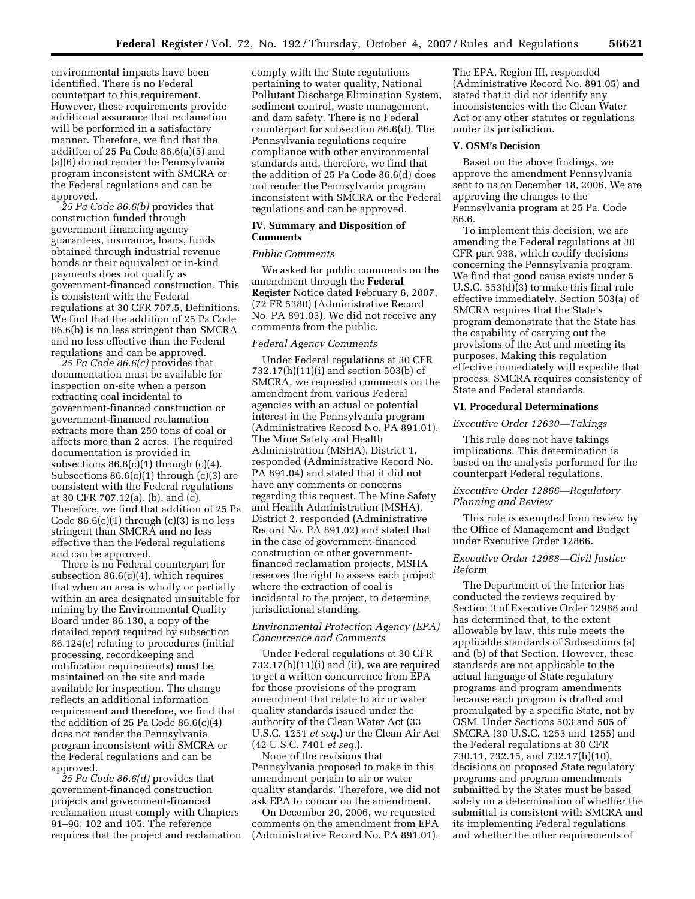environmental impacts have been identified. There is no Federal counterpart to this requirement. However, these requirements provide additional assurance that reclamation will be performed in a satisfactory manner. Therefore, we find that the addition of 25 Pa Code 86.6(a)(5) and (a)(6) do not render the Pennsylvania program inconsistent with SMCRA or the Federal regulations and can be approved.

*25 Pa Code 86.6(b)* provides that construction funded through government financing agency guarantees, insurance, loans, funds obtained through industrial revenue bonds or their equivalent or in-kind payments does not qualify as government-financed construction. This is consistent with the Federal regulations at 30 CFR 707.5, Definitions. We find that the addition of 25 Pa Code 86.6(b) is no less stringent than SMCRA and no less effective than the Federal regulations and can be approved.

*25 Pa Code 86.6(c)* provides that documentation must be available for inspection on-site when a person extracting coal incidental to government-financed construction or government-financed reclamation extracts more than 250 tons of coal or affects more than 2 acres. The required documentation is provided in subsections 86.6(c)(1) through (c)(4). Subsections 86.6(c)(1) through (c)(3) are consistent with the Federal regulations at 30 CFR 707.12(a), (b), and (c). Therefore, we find that addition of 25 Pa Code 86.6(c)(1) through (c)(3) is no less stringent than SMCRA and no less effective than the Federal regulations and can be approved.

There is no Federal counterpart for subsection 86.6(c)(4), which requires that when an area is wholly or partially within an area designated unsuitable for mining by the Environmental Quality Board under 86.130, a copy of the detailed report required by subsection 86.124(e) relating to procedures (initial processing, recordkeeping and notification requirements) must be maintained on the site and made available for inspection. The change reflects an additional information requirement and therefore, we find that the addition of 25 Pa Code 86.6(c)(4) does not render the Pennsylvania program inconsistent with SMCRA or the Federal regulations and can be approved.

*25 Pa Code 86.6(d)* provides that government-financed construction projects and government-financed reclamation must comply with Chapters 91–96, 102 and 105. The reference requires that the project and reclamation comply with the State regulations pertaining to water quality, National Pollutant Discharge Elimination System, sediment control, waste management, and dam safety. There is no Federal counterpart for subsection 86.6(d). The Pennsylvania regulations require compliance with other environmental standards and, therefore, we find that the addition of 25 Pa Code 86.6(d) does not render the Pennsylvania program inconsistent with SMCRA or the Federal regulations and can be approved.

## IV. Summary and Disposition of Comments

*Public Comments*

We asked for public comments on the amendment through the **Federal Register** Notice dated February 6, 2007, (72 FR 5380) (Administrative Record No. PA 891.03). We did not receive any comments from the public.

*Federal Agency Comments*

Under Federal regulations at 30 CFR 732.17(h)(11)(i) and section 503(b) of SMCRA, we requested comments on the amendment from various Federal agencies with an actual or potential interest in the Pennsylvania program (Administrative Record No. PA 891.01). The Mine Safety and Health Administration (MSHA), District 1, responded (Administrative Record No. PA 891.04) and stated that it did not have any comments or concerns regarding this request. The Mine Safety and Health Administration (MSHA), District 2, responded (Administrative Record No. PA 891.02) and stated that in the case of government-financed construction or other government-financed reclamation projects, MSHA reserves the right to assess each project where the extraction of coal is incidental to the project, to determine jurisdictional standing.

*Environmental Protection Agency (EPA) Concurrence and Comments*

Under Federal regulations at 30 CFR 732.17(h)(11)(i) and (ii), we are required to get a written concurrence from EPA for those provisions of the program amendment that relate to air or water quality standards issued under the authority of the Clean Water Act (33 U.S.C. 1251 *et seq.*) or the Clean Air Act (42 U.S.C. 7401 *et seq.*).

None of the revisions that Pennsylvania proposed to make in this amendment pertain to air or water quality standards. Therefore, we did not ask EPA to concur on the amendment.

On December 20, 2006, we requested comments on the amendment from EPA (Administrative Record No. PA 891.01). The EPA, Region III, responded (Administrative Record No. 891.05) and stated that it did not identify any inconsistencies with the Clean Water Act or any other statutes or regulations under its jurisdiction.

## V. OSM's Decision

Based on the above findings, we approve the amendment Pennsylvania sent to us on December 18, 2006. We are approving the changes to the Pennsylvania program at 25 Pa. Code 86.6.

To implement this decision, we are amending the Federal regulations at 30 CFR part 938, which codify decisions concerning the Pennsylvania program. We find that good cause exists under 5 U.S.C. 553(d)(3) to make this final rule effective immediately. Section 503(a) of SMCRA requires that the State's program demonstrate that the State has the capability of carrying out the provisions of the Act and meeting its purposes. Making this regulation effective immediately will expedite that process. SMCRA requires consistency of State and Federal standards.

## VI. Procedural Determinations

*Executive Order 12630—Takings*

This rule does not have takings implications. This determination is based on the analysis performed for the counterpart Federal regulations.

*Executive Order 12866—Regulatory Planning and Review*

This rule is exempted from review by the Office of Management and Budget under Executive Order 12866.

*Executive Order 12988—Civil Justice Reform*

The Department of the Interior has conducted the reviews required by Section 3 of Executive Order 12988 and has determined that, to the extent allowable by law, this rule meets the applicable standards of Subsections (a) and (b) of that Section. However, these standards are not applicable to the actual language of State regulatory programs and program amendments because each program is drafted and promulgated by a specific State, not by OSM. Under Sections 503 and 505 of SMCRA (30 U.S.C. 1253 and 1255) and the Federal regulations at 30 CFR 730.11, 732.15, and 732.17(h)(10), decisions on proposed State regulatory programs and program amendments submitted by the States must be based solely on a determination of whether the submittal is consistent with SMCRA and its implementing Federal regulations and whether the other requirements of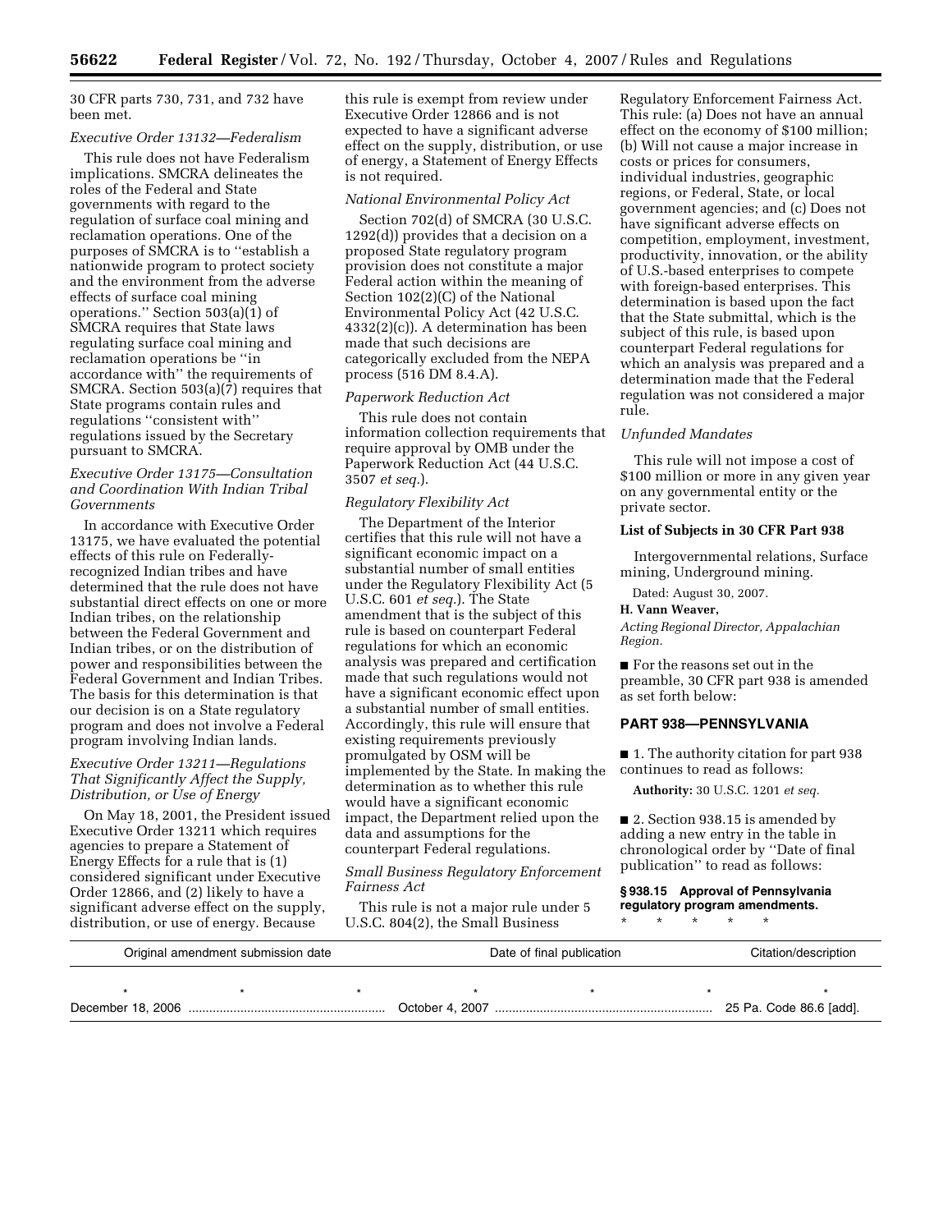30 CFR parts 730, 731, and 732 have been met.

*Executive Order 13132—Federalism*

This rule does not have Federalism implications. SMCRA delineates the roles of the Federal and State governments with regard to the regulation of surface coal mining and reclamation operations. One of the purposes of SMCRA is to ''establish a nationwide program to protect society and the environment from the adverse effects of surface coal mining operations.'' Section 503(a)(1) of SMCRA requires that State laws regulating surface coal mining and reclamation operations be ''in accordance with'' the requirements of SMCRA. Section 503(a)(7) requires that State programs contain rules and regulations ''consistent with'' regulations issued by the Secretary pursuant to SMCRA.

*Executive Order 13175—Consultation and Coordination With Indian Tribal Governments*

In accordance with Executive Order 13175, we have evaluated the potential effects of this rule on Federally-recognized Indian tribes and have determined that the rule does not have substantial direct effects on one or more Indian tribes, on the relationship between the Federal Government and Indian tribes, or on the distribution of power and responsibilities between the Federal Government and Indian Tribes. The basis for this determination is that our decision is on a State regulatory program and does not involve a Federal program involving Indian lands.

*Executive Order 13211—Regulations That Significantly Affect the Supply, Distribution, or Use of Energy*

On May 18, 2001, the President issued Executive Order 13211 which requires agencies to prepare a Statement of Energy Effects for a rule that is (1) considered significant under Executive Order 12866, and (2) likely to have a significant adverse effect on the supply, distribution, or use of energy. Because this rule is exempt from review under Executive Order 12866 and is not expected to have a significant adverse effect on the supply, distribution, or use of energy, a Statement of Energy Effects is not required.

*National Environmental Policy Act*

Section 702(d) of SMCRA (30 U.S.C. 1292(d)) provides that a decision on a proposed State regulatory program provision does not constitute a major Federal action within the meaning of Section 102(2)(C) of the National Environmental Policy Act (42 U.S.C. 4332(2)(c)). A determination has been made that such decisions are categorically excluded from the NEPA process (516 DM 8.4.A).

*Paperwork Reduction Act*

This rule does not contain information collection requirements that require approval by OMB under the Paperwork Reduction Act (44 U.S.C. 3507 *et seq.*).

*Regulatory Flexibility Act*

The Department of the Interior certifies that this rule will not have a significant economic impact on a substantial number of small entities under the Regulatory Flexibility Act (5 U.S.C. 601 *et seq.*). The State amendment that is the subject of this rule is based on counterpart Federal regulations for which an economic analysis was prepared and certification made that such regulations would not have a significant economic effect upon a substantial number of small entities. Accordingly, this rule will ensure that existing requirements previously promulgated by OSM will be implemented by the State. In making the determination as to whether this rule would have a significant economic impact, the Department relied upon the data and assumptions for the counterpart Federal regulations.

*Small Business Regulatory Enforcement Fairness Act*

This rule is not a major rule under 5 U.S.C. 804(2), the Small Business Regulatory Enforcement Fairness Act. This rule: (a) Does not have an annual effect on the economy of $100 million; (b) Will not cause a major increase in costs or prices for consumers, individual industries, geographic regions, or Federal, State, or local government agencies; and (c) Does not have significant adverse effects on competition, employment, investment, productivity, innovation, or the ability of U.S.-based enterprises to compete with foreign-based enterprises. This determination is based upon the fact that the State submittal, which is the subject of this rule, is based upon counterpart Federal regulations for which an analysis was prepared and a determination made that the Federal regulation was not considered a major rule.

*Unfunded Mandates*

This rule will not impose a cost of $100 million or more in any given year on any governmental entity or the private sector.

**List of Subjects in 30 CFR Part 938**

Intergovernmental relations, Surface mining, Underground mining.

Dated: August 30, 2007.

**H. Vann Weaver,**

*Acting Regional Director, Appalachian Region.*

■ For the reasons set out in the preamble, 30 CFR part 938 is amended as set forth below:

## PART 938—PENNSYLVANIA

■ 1. The authority citation for part 938 continues to read as follows:

**Authority:** 30 U.S.C. 1201 *et seq.*

■ 2. Section 938.15 is amended by adding a new entry in the table in chronological order by ''Date of final publication'' to read as follows:

**§ 938.15 Approval of Pennsylvania regulatory program amendments.**

\* \* \* \* \*

| Original amendment submission date | Date of final publication | Citation/description |
|---|---|---|
| * * * | * * * | * |
| December 18, 2006 | October 4, 2007 | 25 Pa. Code 86.6 [add]. |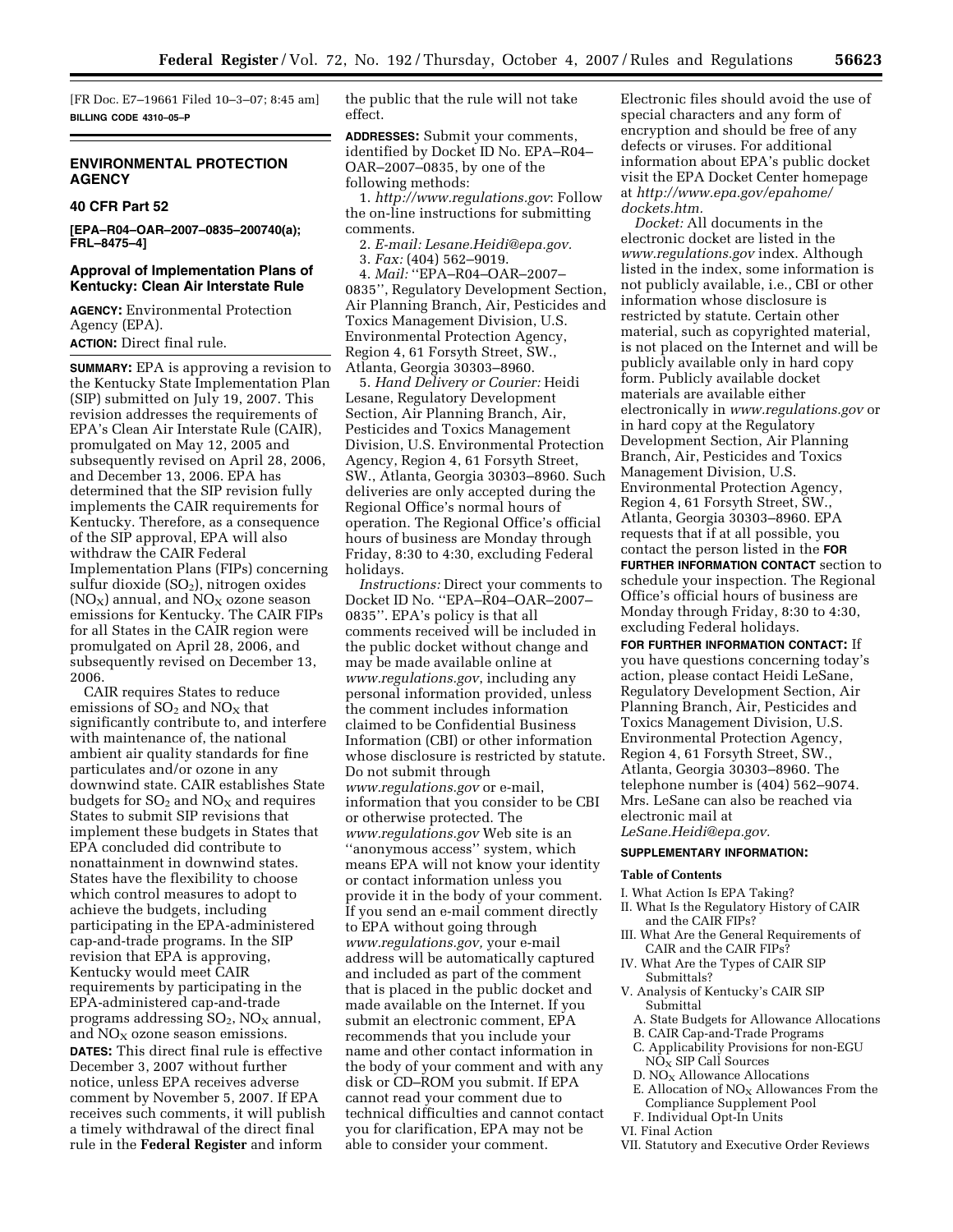[FR Doc. E7–19661 Filed 10–3–07; 8:45 am]

**BILLING CODE 4310–05–P**

## ENVIRONMENTAL PROTECTION AGENCY

### 40 CFR Part 52

**[EPA–R04–OAR–2007–0835–200740(a); FRL–8475–4]**

### Approval of Implementation Plans of Kentucky: Clean Air Interstate Rule

**AGENCY:** Environmental Protection Agency (EPA).

**ACTION:** Direct final rule.

**SUMMARY:** EPA is approving a revision to the Kentucky State Implementation Plan (SIP) submitted on July 19, 2007. This revision addresses the requirements of EPA's Clean Air Interstate Rule (CAIR), promulgated on May 12, 2005 and subsequently revised on April 28, 2006, and December 13, 2006. EPA has determined that the SIP revision fully implements the CAIR requirements for Kentucky. Therefore, as a consequence of the SIP approval, EPA will also withdraw the CAIR Federal Implementation Plans (FIPs) concerning sulfur dioxide ($SO_2$), nitrogen oxides ($NO_X$) annual, and $NO_X$ ozone season emissions for Kentucky. The CAIR FIPs for all States in the CAIR region were promulgated on April 28, 2006, and subsequently revised on December 13, 2006.

CAIR requires States to reduce emissions of $SO_2$ and $NO_X$ that significantly contribute to, and interfere with maintenance of, the national ambient air quality standards for fine particulates and/or ozone in any downwind state. CAIR establishes State budgets for $SO_2$ and $NO_X$ and requires States to submit SIP revisions that implement these budgets in States that EPA concluded did contribute to nonattainment in downwind states. States have the flexibility to choose which control measures to adopt to achieve the budgets, including participating in the EPA-administered cap-and-trade programs. In the SIP revision that EPA is approving, Kentucky would meet CAIR requirements by participating in the EPA-administered cap-and-trade programs addressing $SO_2$, $NO_X$ annual, and $NO_X$ ozone season emissions.

**DATES:** This direct final rule is effective December 3, 2007 without further notice, unless EPA receives adverse comment by November 5, 2007. If EPA receives such comments, it will publish a timely withdrawal of the direct final rule in the **Federal Register** and inform the public that the rule will not take effect.

**ADDRESSES:** Submit your comments, identified by Docket ID No. EPA–R04–OAR–2007–0835, by one of the following methods:

1. *http://www.regulations.gov*: Follow the on-line instructions for submitting comments.
2. *E-mail: Lesane.Heidi@epa.gov.*
3. *Fax:* (404) 562–9019.
4. *Mail:* "EPA–R04–OAR–2007–0835", Regulatory Development Section, Air Planning Branch, Air, Pesticides and Toxics Management Division, U.S. Environmental Protection Agency, Region 4, 61 Forsyth Street, SW., Atlanta, Georgia 30303–8960.
5. *Hand Delivery or Courier:* Heidi Lesane, Regulatory Development Section, Air Planning Branch, Air, Pesticides and Toxics Management Division, U.S. Environmental Protection Agency, Region 4, 61 Forsyth Street, SW., Atlanta, Georgia 30303–8960. Such deliveries are only accepted during the Regional Office's normal hours of operation. The Regional Office's official hours of business are Monday through Friday, 8:30 to 4:30, excluding Federal holidays.

*Instructions:* Direct your comments to Docket ID No. "EPA–R04–OAR–2007–0835". EPA's policy is that all comments received will be included in the public docket without change and may be made available online at *www.regulations.gov*, including any personal information provided, unless the comment includes information claimed to be Confidential Business Information (CBI) or other information whose disclosure is restricted by statute. Do not submit through *www.regulations.gov* or e-mail, information that you consider to be CBI or otherwise protected. The *www.regulations.gov* Web site is an "anonymous access" system, which means EPA will not know your identity or contact information unless you provide it in the body of your comment. If you send an e-mail comment directly to EPA without going through *www.regulations.gov,* your e-mail address will be automatically captured and included as part of the comment that is placed in the public docket and made available on the Internet. If you submit an electronic comment, EPA recommends that you include your name and other contact information in the body of your comment and with any disk or CD–ROM you submit. If EPA cannot read your comment due to technical difficulties and cannot contact you for clarification, EPA may not be able to consider your comment. Electronic files should avoid the use of special characters and any form of encryption and should be free of any defects or viruses. For additional information about EPA's public docket visit the EPA Docket Center homepage at *http://www.epa.gov/epahome/dockets.htm.*

*Docket:* All documents in the electronic docket are listed in the *www.regulations.gov* index. Although listed in the index, some information is not publicly available, i.e., CBI or other information whose disclosure is restricted by statute. Certain other material, such as copyrighted material, is not placed on the Internet and will be publicly available only in hard copy form. Publicly available docket materials are available either electronically in *www.regulations.gov* or in hard copy at the Regulatory Development Section, Air Planning Branch, Air, Pesticides and Toxics Management Division, U.S. Environmental Protection Agency, Region 4, 61 Forsyth Street, SW., Atlanta, Georgia 30303–8960. EPA requests that if at all possible, you contact the person listed in the **FOR FURTHER INFORMATION CONTACT** section to schedule your inspection. The Regional Office's official hours of business are Monday through Friday, 8:30 to 4:30, excluding Federal holidays.

**FOR FURTHER INFORMATION CONTACT:** If you have questions concerning today's action, please contact Heidi LeSane, Regulatory Development Section, Air Planning Branch, Air, Pesticides and Toxics Management Division, U.S. Environmental Protection Agency, Region 4, 61 Forsyth Street, SW., Atlanta, Georgia 30303–8960. The telephone number is (404) 562–9074. Mrs. LeSane can also be reached via electronic mail at *LeSane.Heidi@epa.gov.*

**SUPPLEMENTARY INFORMATION:**

**Table of Contents**

I. What Action Is EPA Taking?
II. What Is the Regulatory History of CAIR and the CAIR FIPs?
III. What Are the General Requirements of CAIR and the CAIR FIPs?
IV. What Are the Types of CAIR SIP Submittals?
V. Analysis of Kentucky's CAIR SIP Submittal
   A. State Budgets for Allowance Allocations
   B. CAIR Cap-and-Trade Programs
   C. Applicability Provisions for non-EGU $NO_X$ SIP Call Sources
   D. $NO_X$ Allowance Allocations
   E. Allocation of $NO_X$ Allowances From the Compliance Supplement Pool
   F. Individual Opt-In Units
VI. Final Action
VII. Statutory and Executive Order Reviews